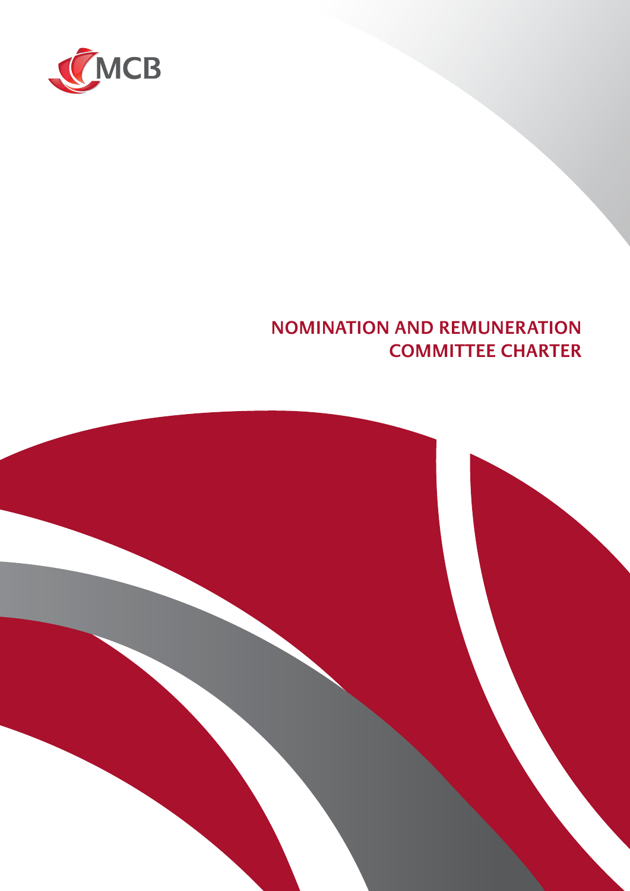MCB

# NOMINATION AND REMUNERATION COMMITTEE CHARTER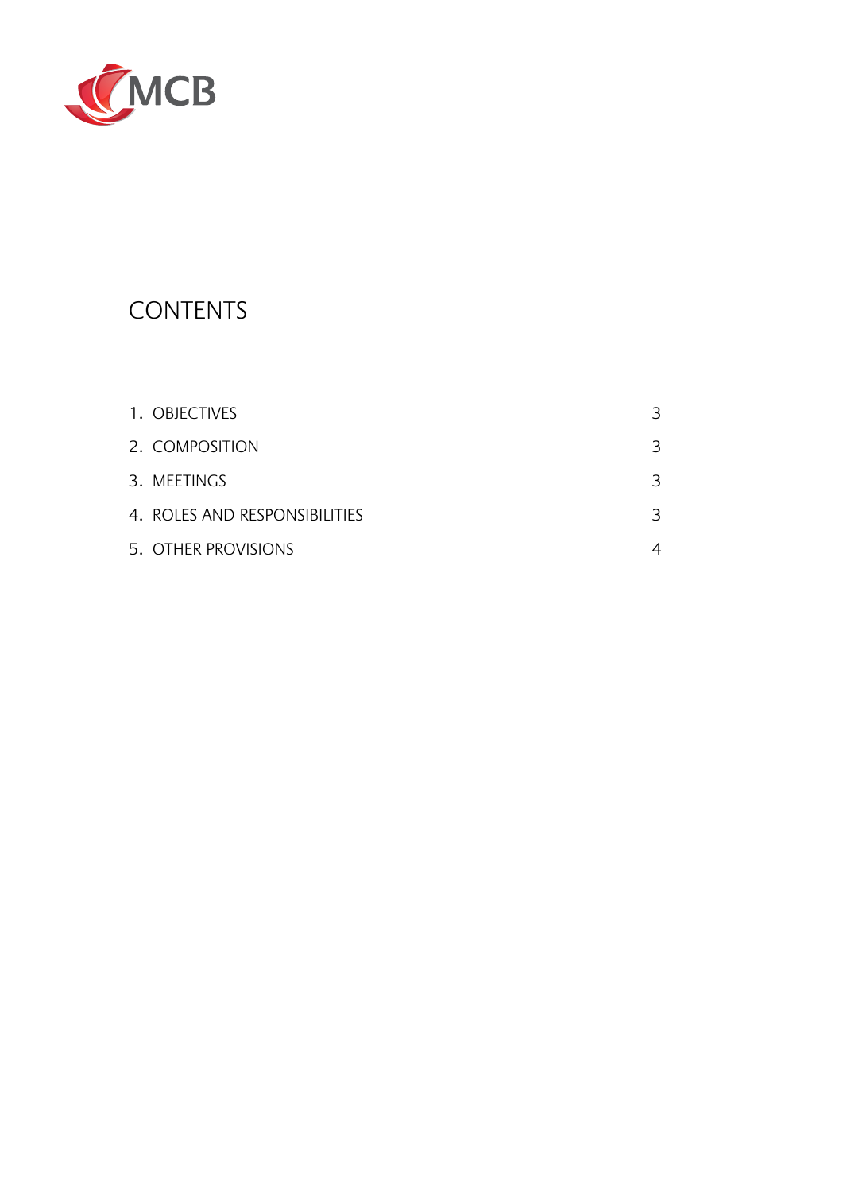# CONTENTS

| | |
|---|---|
| 1. OBJECTIVES | 3 |
| 2. COMPOSITION | 3 |
| 3. MEETINGS | 3 |
| 4. ROLES AND RESPONSIBILITIES | 3 |
| 5. OTHER PROVISIONS | 4 |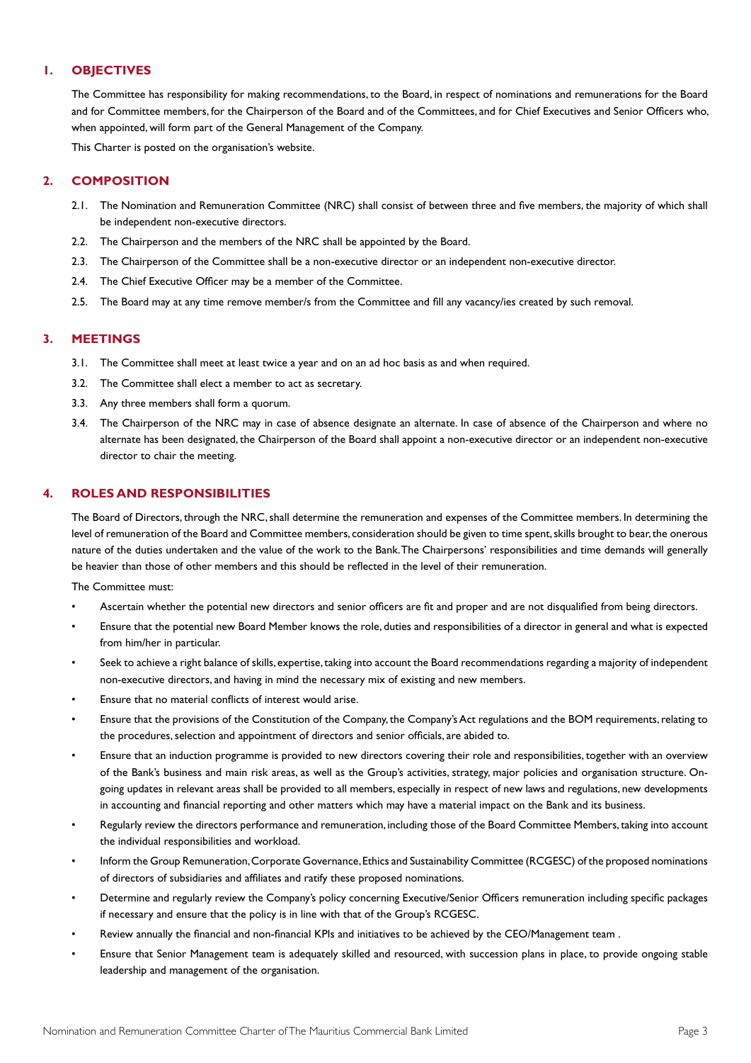## 1. OBJECTIVES

The Committee has responsibility for making recommendations, to the Board, in respect of nominations and remunerations for the Board and for Committee members, for the Chairperson of the Board and of the Committees, and for Chief Executives and Senior Officers who, when appointed, will form part of the General Management of the Company.

This Charter is posted on the organisation's website.

## 2. COMPOSITION

2.1. The Nomination and Remuneration Committee (NRC) shall consist of between three and five members, the majority of which shall be independent non-executive directors.

2.2. The Chairperson and the members of the NRC shall be appointed by the Board.

2.3. The Chairperson of the Committee shall be a non-executive director or an independent non-executive director.

2.4. The Chief Executive Officer may be a member of the Committee.

2.5. The Board may at any time remove member/s from the Committee and fill any vacancy/ies created by such removal.

## 3. MEETINGS

3.1. The Committee shall meet at least twice a year and on an ad hoc basis as and when required.

3.2. The Committee shall elect a member to act as secretary.

3.3. Any three members shall form a quorum.

3.4. The Chairperson of the NRC may in case of absence designate an alternate. In case of absence of the Chairperson and where no alternate has been designated, the Chairperson of the Board shall appoint a non-executive director or an independent non-executive director to chair the meeting.

## 4. ROLES AND RESPONSIBILITIES

The Board of Directors, through the NRC, shall determine the remuneration and expenses of the Committee members. In determining the level of remuneration of the Board and Committee members, consideration should be given to time spent, skills brought to bear, the onerous nature of the duties undertaken and the value of the work to the Bank. The Chairpersons' responsibilities and time demands will generally be heavier than those of other members and this should be reflected in the level of their remuneration.

The Committee must:

- Ascertain whether the potential new directors and senior officers are fit and proper and are not disqualified from being directors.
- Ensure that the potential new Board Member knows the role, duties and responsibilities of a director in general and what is expected from him/her in particular.
- Seek to achieve a right balance of skills, expertise, taking into account the Board recommendations regarding a majority of independent non-executive directors, and having in mind the necessary mix of existing and new members.
- Ensure that no material conflicts of interest would arise.
- Ensure that the provisions of the Constitution of the Company, the Company's Act regulations and the BOM requirements, relating to the procedures, selection and appointment of directors and senior officials, are abided to.
- Ensure that an induction programme is provided to new directors covering their role and responsibilities, together with an overview of the Bank's business and main risk areas, as well as the Group's activities, strategy, major policies and organisation structure. On-going updates in relevant areas shall be provided to all members, especially in respect of new laws and regulations, new developments in accounting and financial reporting and other matters which may have a material impact on the Bank and its business.
- Regularly review the directors performance and remuneration, including those of the Board Committee Members, taking into account the individual responsibilities and workload.
- Inform the Group Remuneration, Corporate Governance, Ethics and Sustainability Committee (RCGESC) of the proposed nominations of directors of subsidiaries and affiliates and ratify these proposed nominations.
- Determine and regularly review the Company's policy concerning Executive/Senior Officers remuneration including specific packages if necessary and ensure that the policy is in line with that of the Group's RCGESC.
- Review annually the financial and non-financial KPIs and initiatives to be achieved by the CEO/Management team .
- Ensure that Senior Management team is adequately skilled and resourced, with succession plans in place, to provide ongoing stable leadership and management of the organisation.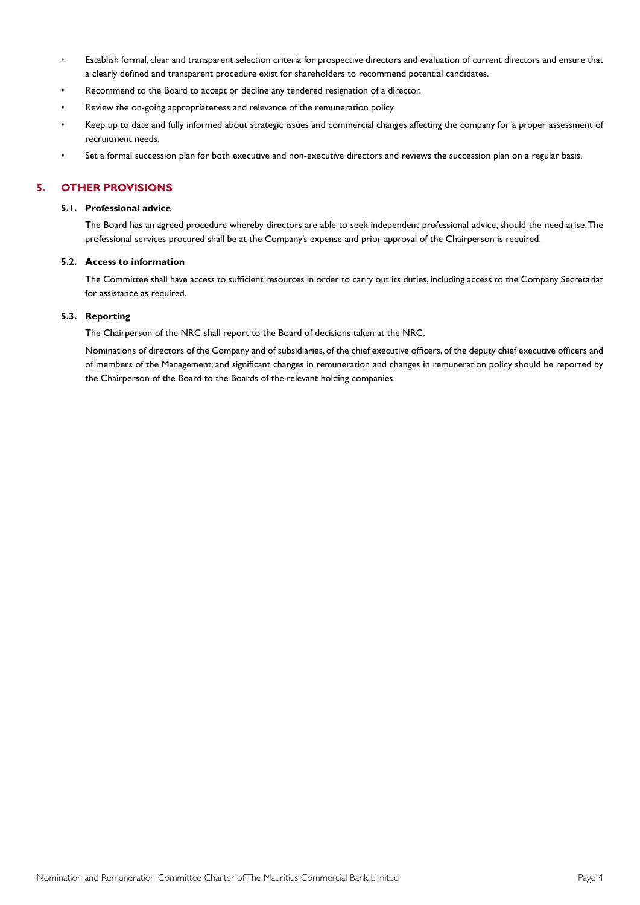- Establish formal, clear and transparent selection criteria for prospective directors and evaluation of current directors and ensure that a clearly defined and transparent procedure exist for shareholders to recommend potential candidates.
- Recommend to the Board to accept or decline any tendered resignation of a director.
- Review the on-going appropriateness and relevance of the remuneration policy.
- Keep up to date and fully informed about strategic issues and commercial changes affecting the company for a proper assessment of recruitment needs.
- Set a formal succession plan for both executive and non-executive directors and reviews the succession plan on a regular basis.

## 5. OTHER PROVISIONS

### 5.1. Professional advice

The Board has an agreed procedure whereby directors are able to seek independent professional advice, should the need arise. The professional services procured shall be at the Company's expense and prior approval of the Chairperson is required.

### 5.2. Access to information

The Committee shall have access to sufficient resources in order to carry out its duties, including access to the Company Secretariat for assistance as required.

### 5.3. Reporting

The Chairperson of the NRC shall report to the Board of decisions taken at the NRC.

Nominations of directors of the Company and of subsidiaries, of the chief executive officers, of the deputy chief executive officers and of members of the Management; and significant changes in remuneration and changes in remuneration policy should be reported by the Chairperson of the Board to the Boards of the relevant holding companies.